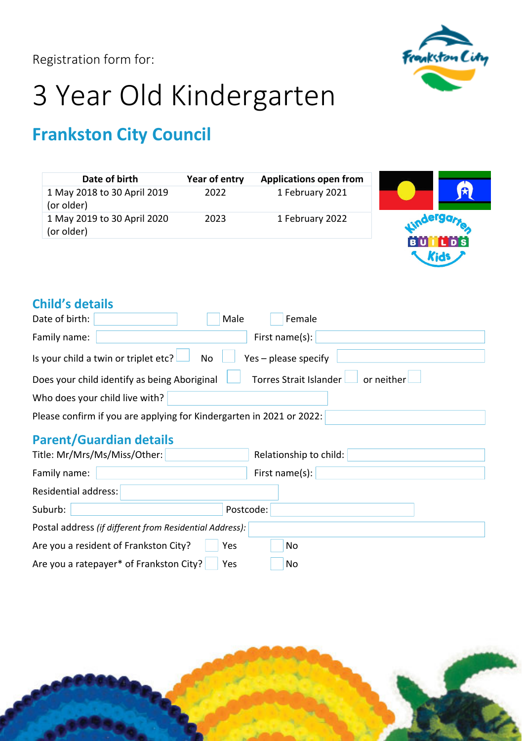Registration form for:

# 3 Year Old Kindergarten

## Frankston City Council

| Date of birth | Year of entry | Applications open from |
|---|---|---|
| 1 May 2018 to 30 April 2019 (or older) | 2022 | 1 February 2021 |
| 1 May 2019 to 30 April 2020 (or older) | 2023 | 1 February 2022 |

### Child's details

Date of birth: ______ ☐ Male ☐ Female

Family name: ______ First name(s): ______

Is your child a twin or triplet etc? ☐ No ☐ Yes – please specify ______

Does your child identify as being Aboriginal ☐ Torres Strait Islander ☐ or neither ☐

Who does your child live with? ______

Please confirm if you are applying for Kindergarten in 2021 or 2022: ______

### Parent/Guardian details

Title: Mr/Mrs/Ms/Miss/Other: ______ Relationship to child: ______

Family name: ______ First name(s): ______

Residential address: ______

Suburb: ______ Postcode: ______

Postal address *(if different from Residential Address)*: ______

Are you a resident of Frankston City? ☐ Yes ☐ No

Are you a ratepayer* of Frankston City? ☐ Yes ☐ No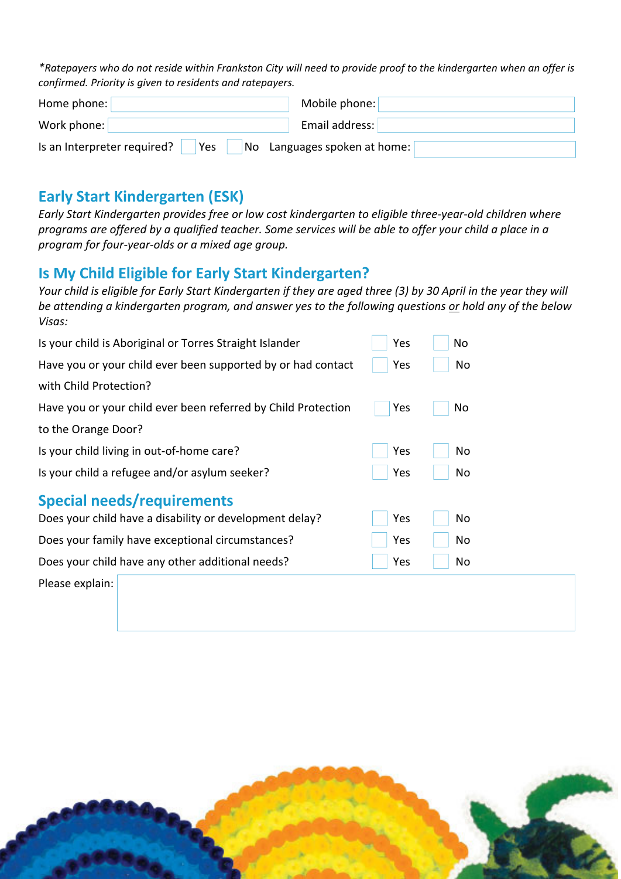*\*Ratepayers who do not reside within Frankston City will need to provide proof to the kindergarten when an offer is confirmed. Priority is given to residents and ratepayers.*

Home phone: ______________ Mobile phone: ______________

Work phone: ______________ Email address: ______________

Is an Interpreter required? ☐ Yes ☐ No Languages spoken at home: ______________

## Early Start Kindergarten (ESK)

*Early Start Kindergarten provides free or low cost kindergarten to eligible three-year-old children where programs are offered by a qualified teacher. Some services will be able to offer your child a place in a program for four-year-olds or a mixed age group.*

## Is My Child Eligible for Early Start Kindergarten?

*Your child is eligible for Early Start Kindergarten if they are aged three (3) by 30 April in the year they will be attending a kindergarten program, and answer yes to the following questions or hold any of the below Visas:*

| | | |
|---|---|---|
| Is your child is Aboriginal or Torres Straight Islander | ☐ Yes | ☐ No |
| Have you or your child ever been supported by or had contact with Child Protection? | ☐ Yes | ☐ No |
| Have you or your child ever been referred by Child Protection to the Orange Door? | ☐ Yes | ☐ No |
| Is your child living in out-of-home care? | ☐ Yes | ☐ No |
| Is your child a refugee and/or asylum seeker? | ☐ Yes | ☐ No |

## Special needs/requirements

| | | |
|---|---|---|
| Does your child have a disability or development delay? | ☐ Yes | ☐ No |
| Does your family have exceptional circumstances? | ☐ Yes | ☐ No |
| Does your child have any other additional needs? | ☐ Yes | ☐ No |

Please explain: ______________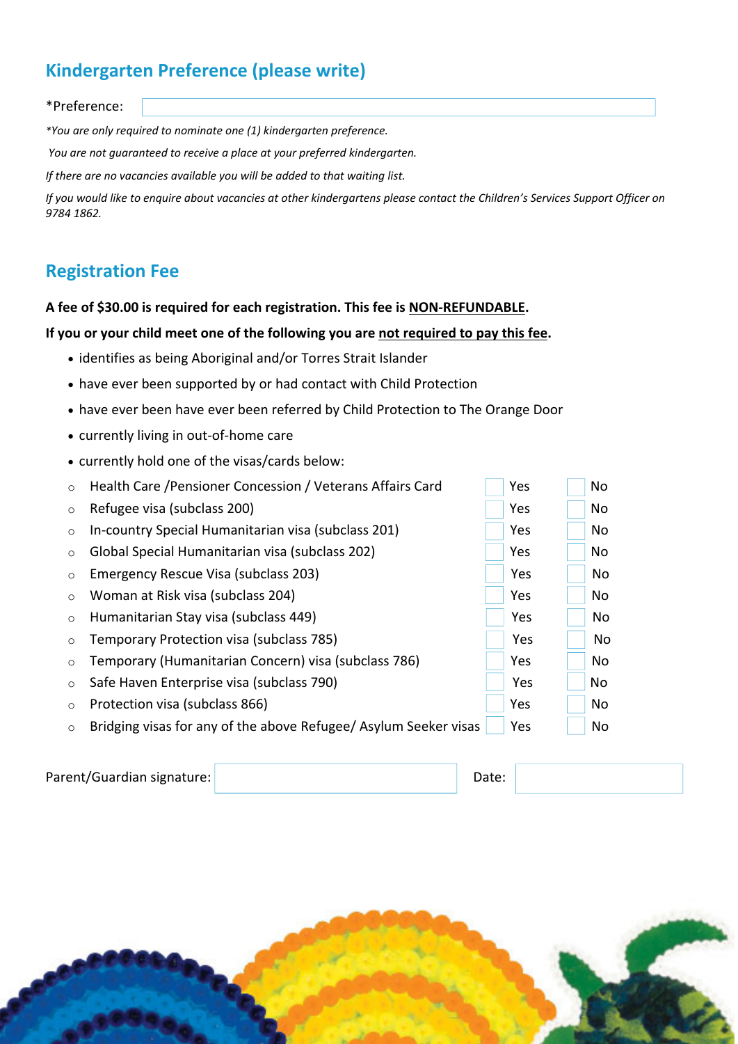## Kindergarten Preference (please write)

*Preference: 

*\*You are only required to nominate one (1) kindergarten preference.*

*You are not guaranteed to receive a place at your preferred kindergarten.*

*If there are no vacancies available you will be added to that waiting list.*

*If you would like to enquire about vacancies at other kindergartens please contact the Children's Services Support Officer on 9784 1862.*

## Registration Fee

**A fee of $30.00 is required for each registration. This fee is <u>NON-REFUNDABLE</u>.**

**If you or your child meet one of the following you are <u>not required to pay this fee</u>.**

- identifies as being Aboriginal and/or Torres Strait Islander
- have ever been supported by or had contact with Child Protection
- have ever been have ever been referred by Child Protection to The Orange Door
- currently living in out-of-home care
- currently hold one of the visas/cards below:

| Visa/Card | Yes | No |
|---|---|---|
| Health Care /Pensioner Concession / Veterans Affairs Card | ☐ Yes | ☐ No |
| Refugee visa (subclass 200) | ☐ Yes | ☐ No |
| In-country Special Humanitarian visa (subclass 201) | ☐ Yes | ☐ No |
| Global Special Humanitarian visa (subclass 202) | ☐ Yes | ☐ No |
| Emergency Rescue Visa (subclass 203) | ☐ Yes | ☐ No |
| Woman at Risk visa (subclass 204) | ☐ Yes | ☐ No |
| Humanitarian Stay visa (subclass 449) | ☐ Yes | ☐ No |
| Temporary Protection visa (subclass 785) | ☐ Yes | ☐ No |
| Temporary (Humanitarian Concern) visa (subclass 786) | ☐ Yes | ☐ No |
| Safe Haven Enterprise visa (subclass 790) | ☐ Yes | ☐ No |
| Protection visa (subclass 866) | ☐ Yes | ☐ No |
| Bridging visas for any of the above Refugee/ Asylum Seeker visas | ☐ Yes | ☐ No |

Parent/Guardian signature: Date: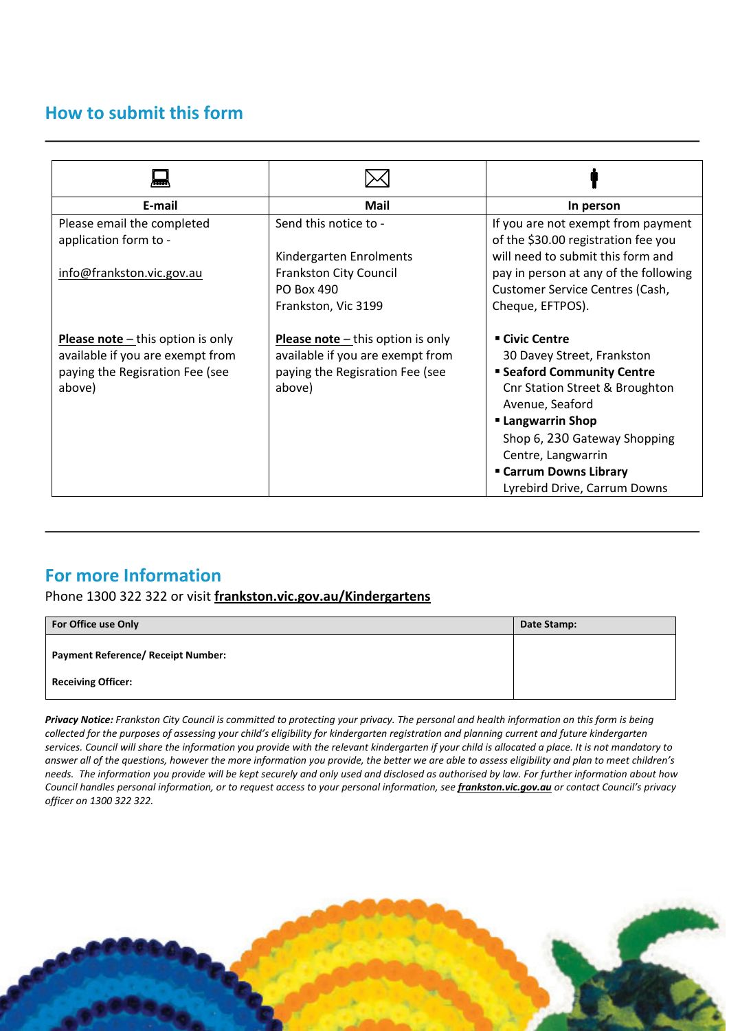## How to submit this form

| E-mail | Mail | In person |
|---|---|---|
| Please email the completed application form to -<br><br>info@frankston.vic.gov.au<br><br>**Please note** – this option is only available if you are exempt from paying the Regisration Fee (see above) | Send this notice to -<br><br>Kindergarten Enrolments<br>Frankston City Council<br>PO Box 490<br>Frankston, Vic 3199<br><br>**Please note** – this option is only available if you are exempt from paying the Regisration Fee (see above) | If you are not exempt from payment of the $30.00 registration fee you will need to submit this form and pay in person at any of the following Customer Service Centres (Cash, Cheque, EFTPOS).<br><br>▪ **Civic Centre**<br>30 Davey Street, Frankston<br>▪ **Seaford Community Centre**<br>Cnr Station Street & Broughton Avenue, Seaford<br>▪ **Langwarrin Shop**<br>Shop 6, 230 Gateway Shopping Centre, Langwarrin<br>▪ **Carrum Downs Library**<br>Lyrebird Drive, Carrum Downs |

## For more Information

Phone 1300 322 322 or visit **frankston.vic.gov.au/Kindergartens**

| For Office use Only | Date Stamp: |
|---|---|
| **Payment Reference/ Receipt Number:**<br><br>**Receiving Officer:** | |

***Privacy Notice:*** *Frankston City Council is committed to protecting your privacy. The personal and health information on this form is being collected for the purposes of assessing your child's eligibility for kindergarten registration and planning current and future kindergarten services. Council will share the information you provide with the relevant kindergarten if your child is allocated a place. It is not mandatory to answer all of the questions, however the more information you provide, the better we are able to assess eligibility and plan to meet children's needs. The information you provide will be kept securely and only used and disclosed as authorised by law. For further information about how Council handles personal information, or to request access to your personal information, see* ***frankston.vic.gov.au*** *or contact Council's privacy officer on 1300 322 322.*